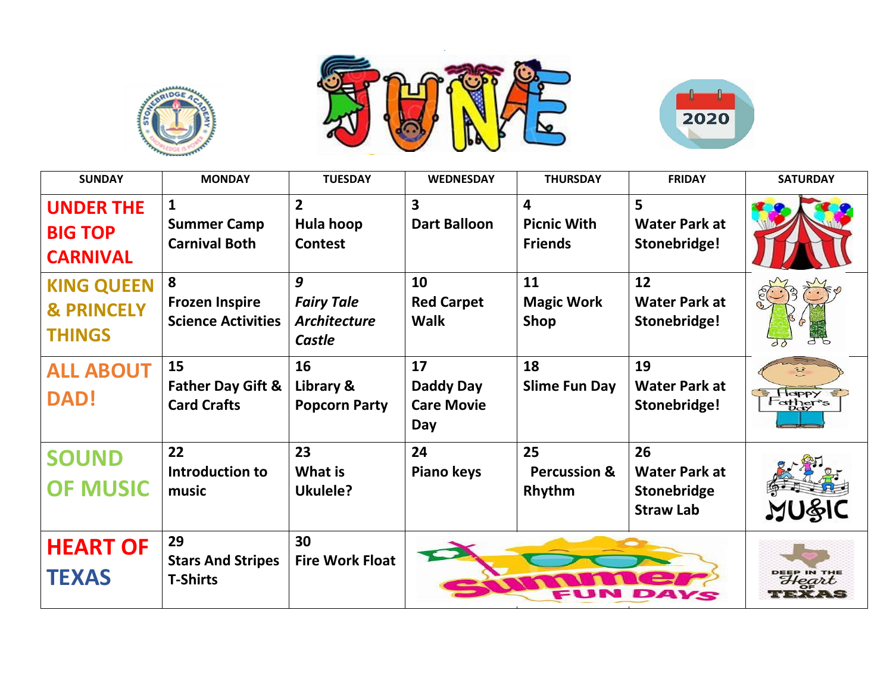# JUNE 2020

| SUNDAY | MONDAY | TUESDAY | WEDNESDAY | THURSDAY | FRIDAY | SATURDAY |
|---|---|---|---|---|---|---|
| **UNDER THE BIG TOP CARNIVAL** | **1** **Summer Camp Carnival Both** | **2** **Hula hoop Contest** | **3** **Dart Balloon** | **4** **Picnic With Friends** | **5** **Water Park at Stonebridge!** | |
| **KING QUEEN & PRINCELY THINGS** | **8** **Frozen Inspire Science Activities** | ***9*** ***Fairy Tale Architecture Castle*** | **10** **Red Carpet Walk** | **11** **Magic Work Shop** | **12** **Water Park at Stonebridge!** | |
| **ALL ABOUT DAD!** | **15** **Father Day Gift & Card Crafts** | **16** **Library & Popcorn Party** | **17** **Daddy Day Care Movie Day** | **18** **Slime Fun Day** | **19** **Water Park at Stonebridge!** | |
| **SOUND OF MUSIC** | **22** **Introduction to music** | **23** **What is Ukulele?** | **24** **Piano keys** | **25** **Percussion & Rhythm** | **26** **Water Park at Stonebridge Straw Lab** | |
| **HEART OF TEXAS** | **29** **Stars And Stripes T-Shirts** | **30** **Fire Work Float** | | | | |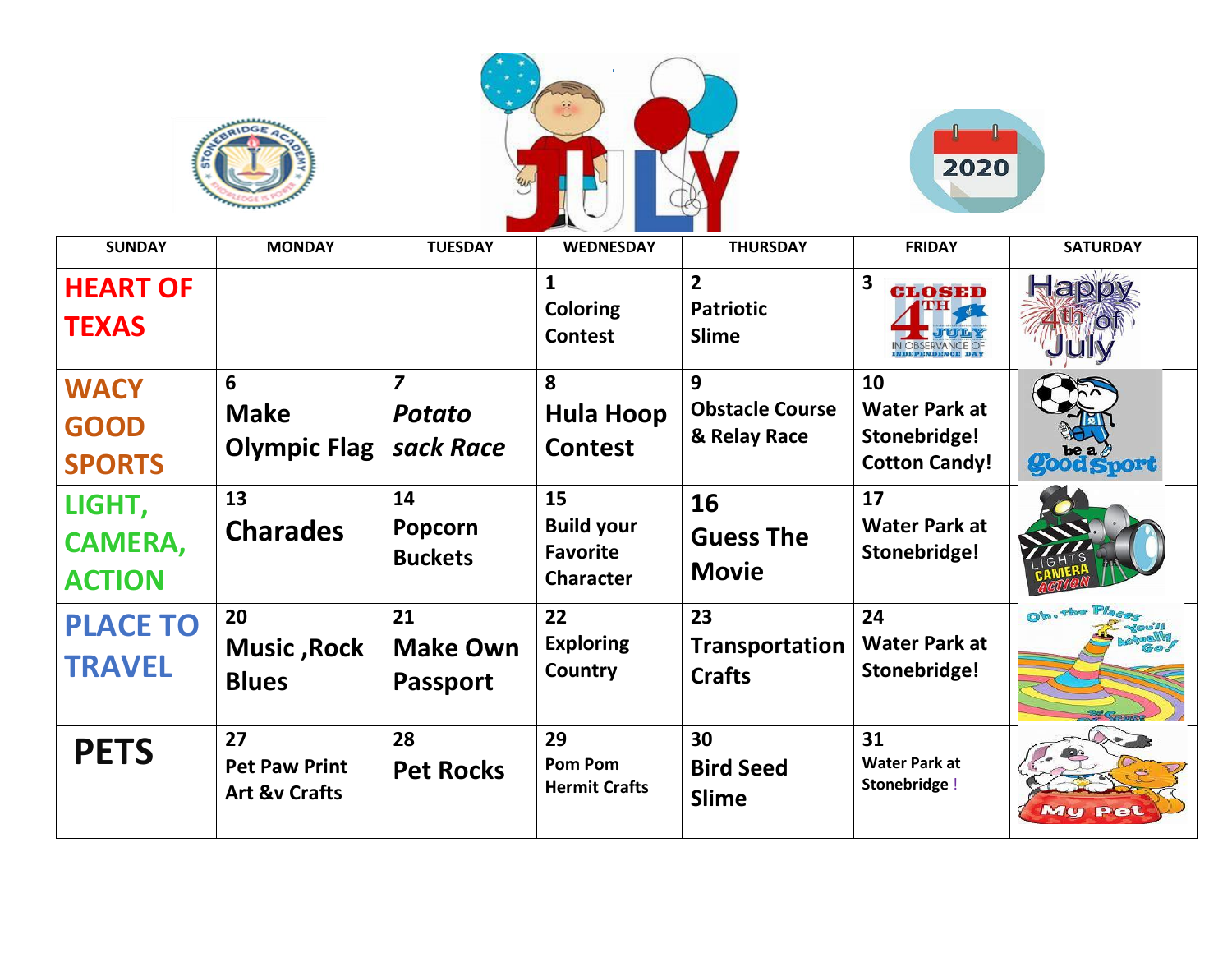# JULY 2020

| SUNDAY | MONDAY | TUESDAY | WEDNESDAY | THURSDAY | FRIDAY | SATURDAY |
|---|---|---|---|---|---|---|
| **HEART OF TEXAS** | | | **1** Coloring Contest | **2** Patriotic Slime | **3** CLOSED 4TH JULY IN OBSERVANCE OF INDEPENDENCE DAY | Happy 4th of July |
| **WACY GOOD SPORTS** | **6** Make Olympic Flag | *7* *Potato sack Race* | **8** Hula Hoop Contest | **9** Obstacle Course & Relay Race | **10** Water Park at Stonebridge! Cotton Candy! | be a Good Sport |
| **LIGHT, CAMERA, ACTION** | **13** Charades | **14** Popcorn Buckets | **15** Build your Favorite Character | **16** Guess The Movie | **17** Water Park at Stonebridge! | LIGHTS CAMERA ACTION |
| **PLACE TO TRAVEL** | **20** Music ,Rock Blues | **21** Make Own Passport | **22** Exploring Country | **23** Transportation Crafts | **24** Water Park at Stonebridge! | Oh, the Places You'll Actually Go! |
| **PETS** | **27** Pet Paw Print Art &v Crafts | **28** Pet Rocks | **29** Pom Pom Hermit Crafts | **30** Bird Seed Slime | **31** Water Park at Stonebridge ! | My Pet |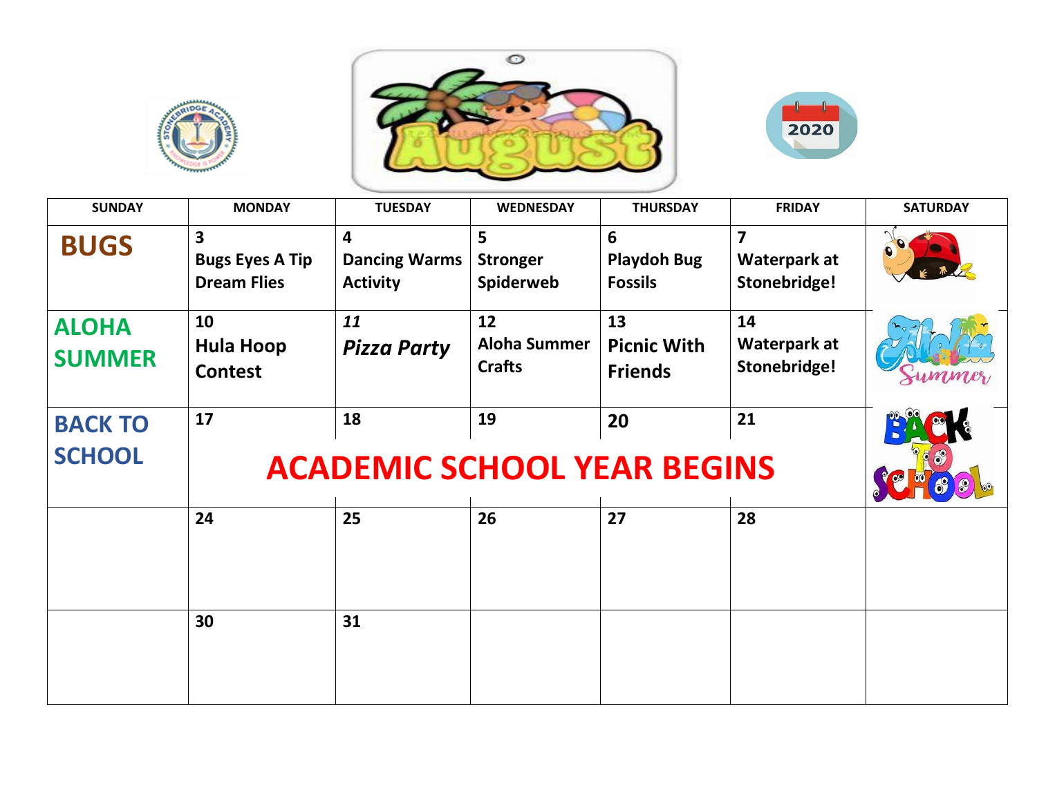# August 2020

| SUNDAY | MONDAY | TUESDAY | WEDNESDAY | THURSDAY | FRIDAY | SATURDAY |
|---|---|---|---|---|---|---|
| **BUGS** | **3** **Bugs Eyes A Tip Dream Flies** | **4** **Dancing Warms Activity** | **5** **Stronger Spiderweb** | **6** **Playdoh Bug Fossils** | **7** **Waterpark at Stonebridge!** | |
| **ALOHA SUMMER** | **10** **Hula Hoop Contest** | ***11*** ***Pizza Party*** | **12** **Aloha Summer Crafts** | **13** **Picnic With Friends** | **14** **Waterpark at Stonebridge!** | |
| **BACK TO SCHOOL** | **17** **ACADEMIC SCHOOL YEAR BEGINS** | **18** | **19** | **20** | **21** | |
| | **24** | **25** | **26** | **27** | **28** | |
| | **30** | **31** | | | | |